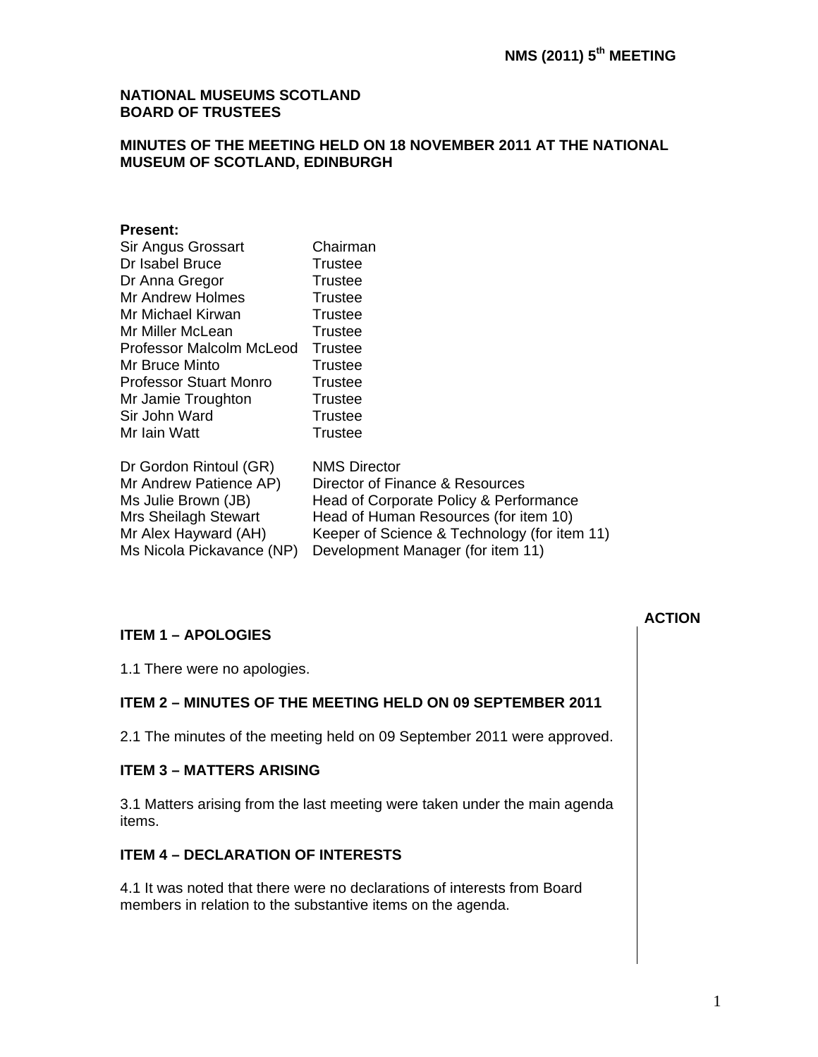**NMS (2011) 5th MEETING**

# NATIONAL MUSEUMS SCOTLAND
# BOARD OF TRUSTEES

## MINUTES OF THE MEETING HELD ON 18 NOVEMBER 2011 AT THE NATIONAL MUSEUM OF SCOTLAND, EDINBURGH

**Present:**

| | |
|---|---|
| Sir Angus Grossart | Chairman |
| Dr Isabel Bruce | Trustee |
| Dr Anna Gregor | Trustee |
| Mr Andrew Holmes | Trustee |
| Mr Michael Kirwan | Trustee |
| Mr Miller McLean | Trustee |
| Professor Malcolm McLeod | Trustee |
| Mr Bruce Minto | Trustee |
| Professor Stuart Monro | Trustee |
| Mr Jamie Troughton | Trustee |
| Sir John Ward | Trustee |
| Mr Iain Watt | Trustee |
| | |
| Dr Gordon Rintoul (GR) | NMS Director |
| Mr Andrew Patience AP) | Director of Finance & Resources |
| Ms Julie Brown (JB) | Head of Corporate Policy & Performance |
| Mrs Sheilagh Stewart | Head of Human Resources (for item 10) |
| Mr Alex Hayward (AH) | Keeper of Science & Technology (for item 11) |
| Ms Nicola Pickavance (NP) | Development Manager (for item 11) |

**ACTION**

### ITEM 1 – APOLOGIES

1.1 There were no apologies.

### ITEM 2 – MINUTES OF THE MEETING HELD ON 09 SEPTEMBER 2011

2.1 The minutes of the meeting held on 09 September 2011 were approved.

### ITEM 3 – MATTERS ARISING

3.1 Matters arising from the last meeting were taken under the main agenda items.

### ITEM 4 – DECLARATION OF INTERESTS

4.1 It was noted that there were no declarations of interests from Board members in relation to the substantive items on the agenda.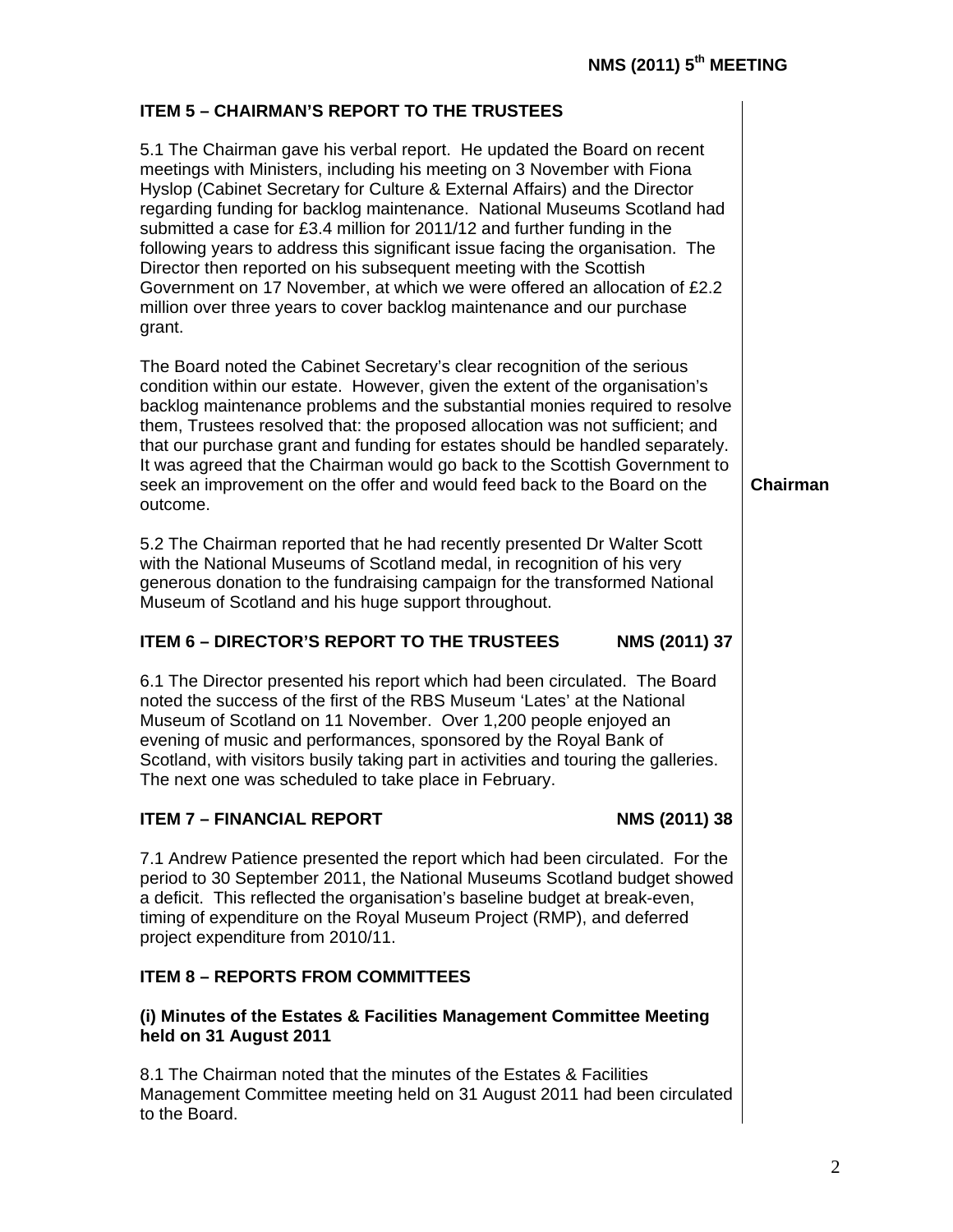## ITEM 5 – CHAIRMAN'S REPORT TO THE TRUSTEES

5.1 The Chairman gave his verbal report. He updated the Board on recent meetings with Ministers, including his meeting on 3 November with Fiona Hyslop (Cabinet Secretary for Culture & External Affairs) and the Director regarding funding for backlog maintenance. National Museums Scotland had submitted a case for £3.4 million for 2011/12 and further funding in the following years to address this significant issue facing the organisation. The Director then reported on his subsequent meeting with the Scottish Government on 17 November, at which we were offered an allocation of £2.2 million over three years to cover backlog maintenance and our purchase grant.

The Board noted the Cabinet Secretary's clear recognition of the serious condition within our estate. However, given the extent of the organisation's backlog maintenance problems and the substantial monies required to resolve them, Trustees resolved that: the proposed allocation was not sufficient; and that our purchase grant and funding for estates should be handled separately. It was agreed that the Chairman would go back to the Scottish Government to seek an improvement on the offer and would feed back to the Board on the outcome. **Chairman**

5.2 The Chairman reported that he had recently presented Dr Walter Scott with the National Museums of Scotland medal, in recognition of his very generous donation to the fundraising campaign for the transformed National Museum of Scotland and his huge support throughout.

## ITEM 6 – DIRECTOR'S REPORT TO THE TRUSTEES — NMS (2011) 37

6.1 The Director presented his report which had been circulated. The Board noted the success of the first of the RBS Museum 'Lates' at the National Museum of Scotland on 11 November. Over 1,200 people enjoyed an evening of music and performances, sponsored by the Royal Bank of Scotland, with visitors busily taking part in activities and touring the galleries. The next one was scheduled to take place in February.

## ITEM 7 – FINANCIAL REPORT — NMS (2011) 38

7.1 Andrew Patience presented the report which had been circulated. For the period to 30 September 2011, the National Museums Scotland budget showed a deficit. This reflected the organisation's baseline budget at break-even, timing of expenditure on the Royal Museum Project (RMP), and deferred project expenditure from 2010/11.

## ITEM 8 – REPORTS FROM COMMITTEES

### (i) Minutes of the Estates & Facilities Management Committee Meeting held on 31 August 2011

8.1 The Chairman noted that the minutes of the Estates & Facilities Management Committee meeting held on 31 August 2011 had been circulated to the Board.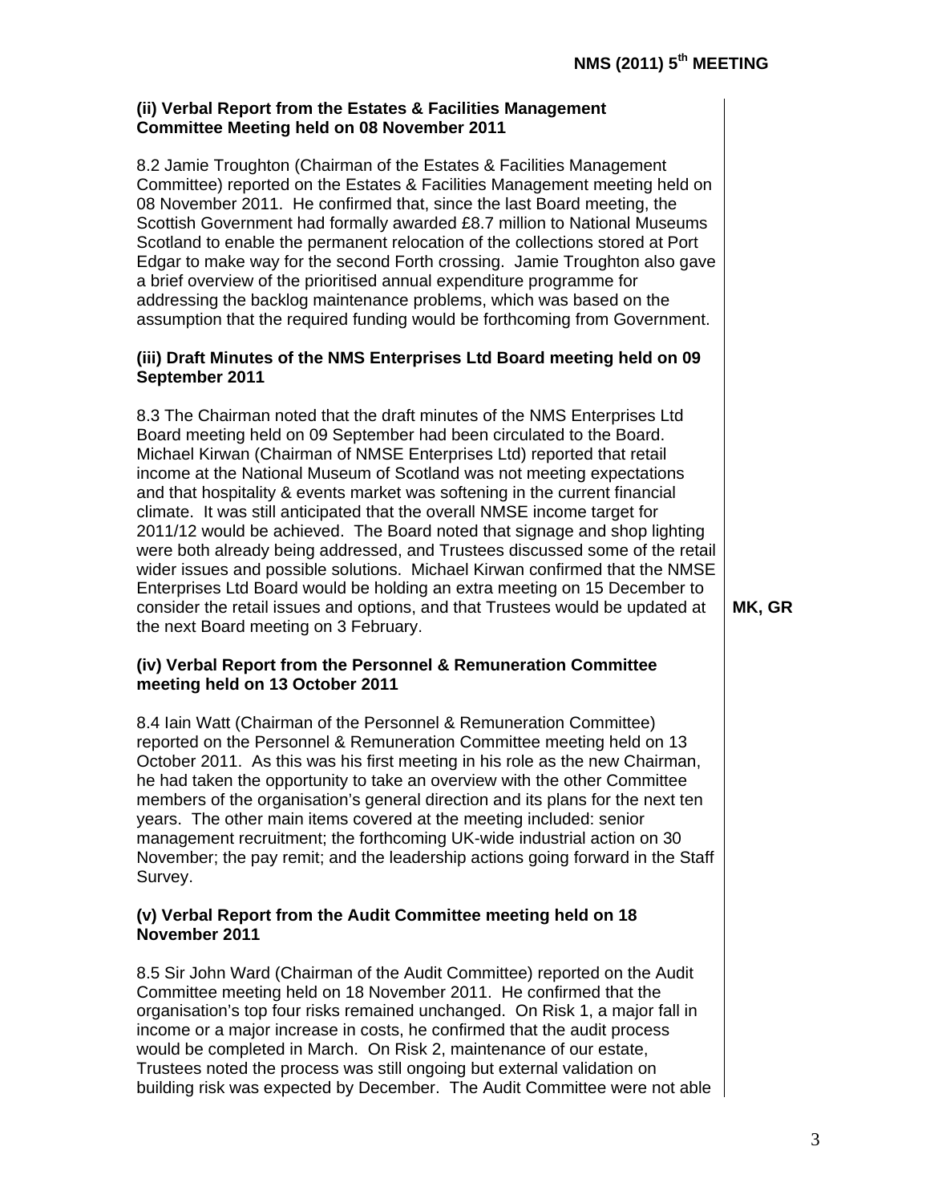### (ii) Verbal Report from the Estates & Facilities Management Committee Meeting held on 08 November 2011

8.2 Jamie Troughton (Chairman of the Estates & Facilities Management Committee) reported on the Estates & Facilities Management meeting held on 08 November 2011. He confirmed that, since the last Board meeting, the Scottish Government had formally awarded £8.7 million to National Museums Scotland to enable the permanent relocation of the collections stored at Port Edgar to make way for the second Forth crossing. Jamie Troughton also gave a brief overview of the prioritised annual expenditure programme for addressing the backlog maintenance problems, which was based on the assumption that the required funding would be forthcoming from Government.

### (iii) Draft Minutes of the NMS Enterprises Ltd Board meeting held on 09 September 2011

8.3 The Chairman noted that the draft minutes of the NMS Enterprises Ltd Board meeting held on 09 September had been circulated to the Board. Michael Kirwan (Chairman of NMSE Enterprises Ltd) reported that retail income at the National Museum of Scotland was not meeting expectations and that hospitality & events market was softening in the current financial climate. It was still anticipated that the overall NMSE income target for 2011/12 would be achieved. The Board noted that signage and shop lighting were both already being addressed, and Trustees discussed some of the retail wider issues and possible solutions. Michael Kirwan confirmed that the NMSE Enterprises Ltd Board would be holding an extra meeting on 15 December to consider the retail issues and options, and that Trustees would be updated at the next Board meeting on 3 February. **MK, GR**

### (iv) Verbal Report from the Personnel & Remuneration Committee meeting held on 13 October 2011

8.4 Iain Watt (Chairman of the Personnel & Remuneration Committee) reported on the Personnel & Remuneration Committee meeting held on 13 October 2011. As this was his first meeting in his role as the new Chairman, he had taken the opportunity to take an overview with the other Committee members of the organisation's general direction and its plans for the next ten years. The other main items covered at the meeting included: senior management recruitment; the forthcoming UK-wide industrial action on 30 November; the pay remit; and the leadership actions going forward in the Staff Survey.

### (v) Verbal Report from the Audit Committee meeting held on 18 November 2011

8.5 Sir John Ward (Chairman of the Audit Committee) reported on the Audit Committee meeting held on 18 November 2011. He confirmed that the organisation's top four risks remained unchanged. On Risk 1, a major fall in income or a major increase in costs, he confirmed that the audit process would be completed in March. On Risk 2, maintenance of our estate, Trustees noted the process was still ongoing but external validation on building risk was expected by December. The Audit Committee were not able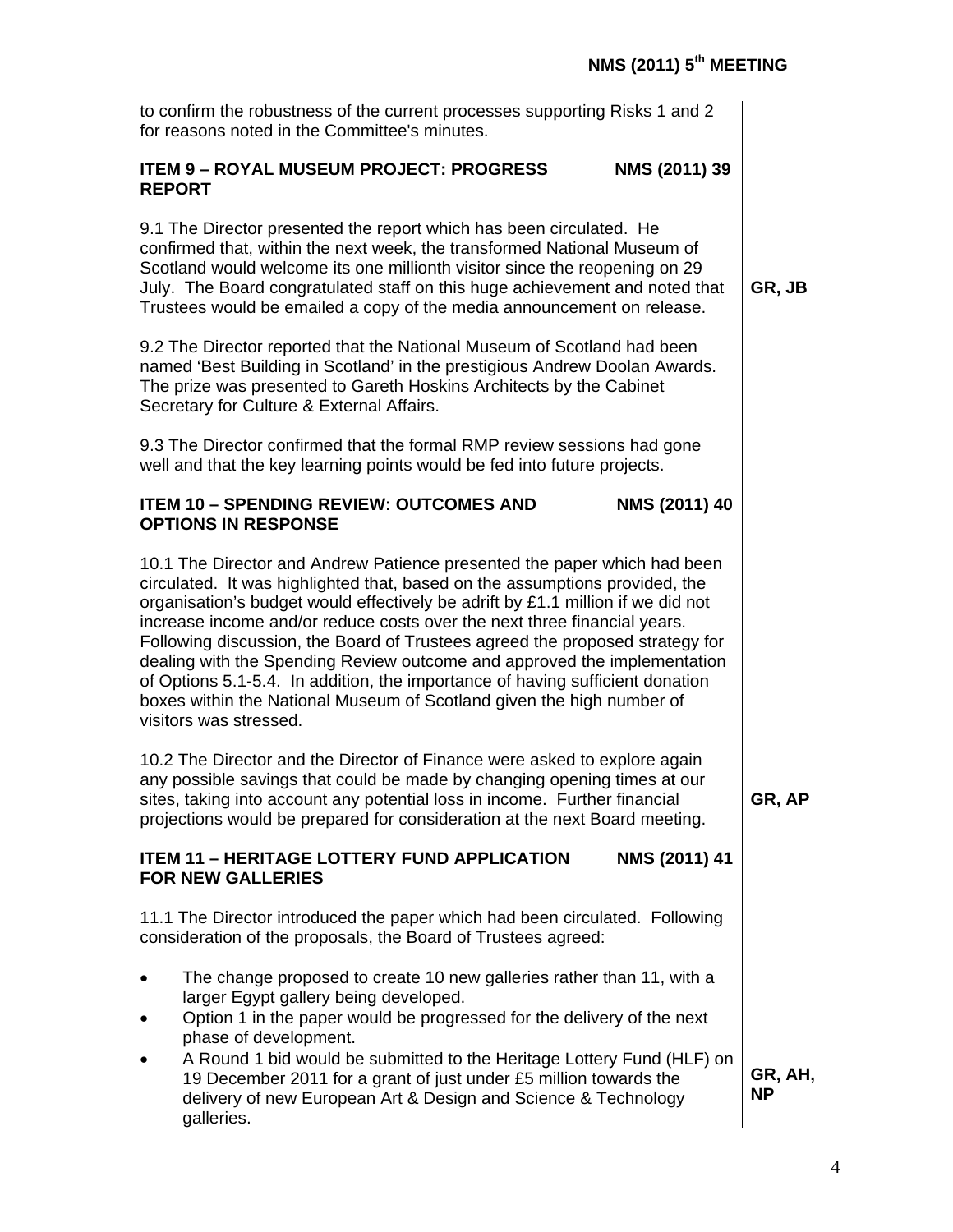to confirm the robustness of the current processes supporting Risks 1 and 2 for reasons noted in the Committee's minutes.

### ITEM 9 – ROYAL MUSEUM PROJECT: PROGRESS REPORT — NMS (2011) 39

9.1 The Director presented the report which has been circulated. He confirmed that, within the next week, the transformed National Museum of Scotland would welcome its one millionth visitor since the reopening on 29 July. The Board congratulated staff on this huge achievement and noted that Trustees would be emailed a copy of the media announcement on release. **GR, JB**

9.2 The Director reported that the National Museum of Scotland had been named 'Best Building in Scotland' in the prestigious Andrew Doolan Awards. The prize was presented to Gareth Hoskins Architects by the Cabinet Secretary for Culture & External Affairs.

9.3 The Director confirmed that the formal RMP review sessions had gone well and that the key learning points would be fed into future projects.

### ITEM 10 – SPENDING REVIEW: OUTCOMES AND OPTIONS IN RESPONSE — NMS (2011) 40

10.1 The Director and Andrew Patience presented the paper which had been circulated. It was highlighted that, based on the assumptions provided, the organisation's budget would effectively be adrift by £1.1 million if we did not increase income and/or reduce costs over the next three financial years. Following discussion, the Board of Trustees agreed the proposed strategy for dealing with the Spending Review outcome and approved the implementation of Options 5.1-5.4. In addition, the importance of having sufficient donation boxes within the National Museum of Scotland given the high number of visitors was stressed.

10.2 The Director and the Director of Finance were asked to explore again any possible savings that could be made by changing opening times at our sites, taking into account any potential loss in income. Further financial projections would be prepared for consideration at the next Board meeting. **GR, AP**

### ITEM 11 – HERITAGE LOTTERY FUND APPLICATION FOR NEW GALLERIES — NMS (2011) 41

11.1 The Director introduced the paper which had been circulated. Following consideration of the proposals, the Board of Trustees agreed:

- The change proposed to create 10 new galleries rather than 11, with a larger Egypt gallery being developed.
- Option 1 in the paper would be progressed for the delivery of the next phase of development.
- A Round 1 bid would be submitted to the Heritage Lottery Fund (HLF) on 19 December 2011 for a grant of just under £5 million towards the delivery of new European Art & Design and Science & Technology galleries. **GR, AH, NP**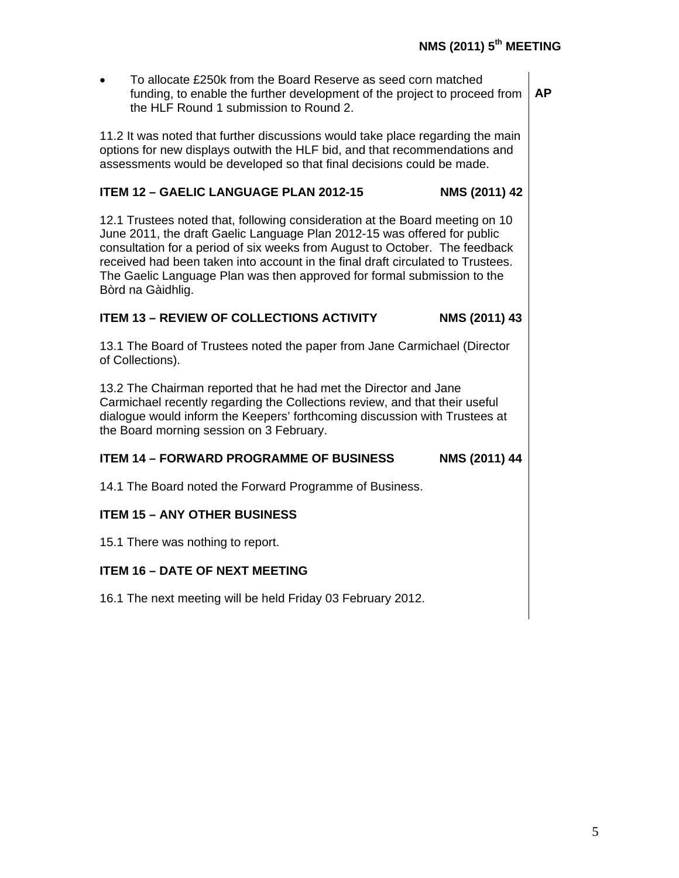- To allocate £250k from the Board Reserve as seed corn matched funding, to enable the further development of the project to proceed from the HLF Round 1 submission to Round 2. **AP**

11.2 It was noted that further discussions would take place regarding the main options for new displays outwith the HLF bid, and that recommendations and assessments would be developed so that final decisions could be made.

### ITEM 12 – GAELIC LANGUAGE PLAN 2012-15 NMS (2011) 42

12.1 Trustees noted that, following consideration at the Board meeting on 10 June 2011, the draft Gaelic Language Plan 2012-15 was offered for public consultation for a period of six weeks from August to October. The feedback received had been taken into account in the final draft circulated to Trustees. The Gaelic Language Plan was then approved for formal submission to the Bòrd na Gàidhlig.

### ITEM 13 – REVIEW OF COLLECTIONS ACTIVITY NMS (2011) 43

13.1 The Board of Trustees noted the paper from Jane Carmichael (Director of Collections).

13.2 The Chairman reported that he had met the Director and Jane Carmichael recently regarding the Collections review, and that their useful dialogue would inform the Keepers' forthcoming discussion with Trustees at the Board morning session on 3 February.

### ITEM 14 – FORWARD PROGRAMME OF BUSINESS NMS (2011) 44

14.1 The Board noted the Forward Programme of Business.

### ITEM 15 – ANY OTHER BUSINESS

15.1 There was nothing to report.

### ITEM 16 – DATE OF NEXT MEETING

16.1 The next meeting will be held Friday 03 February 2012.